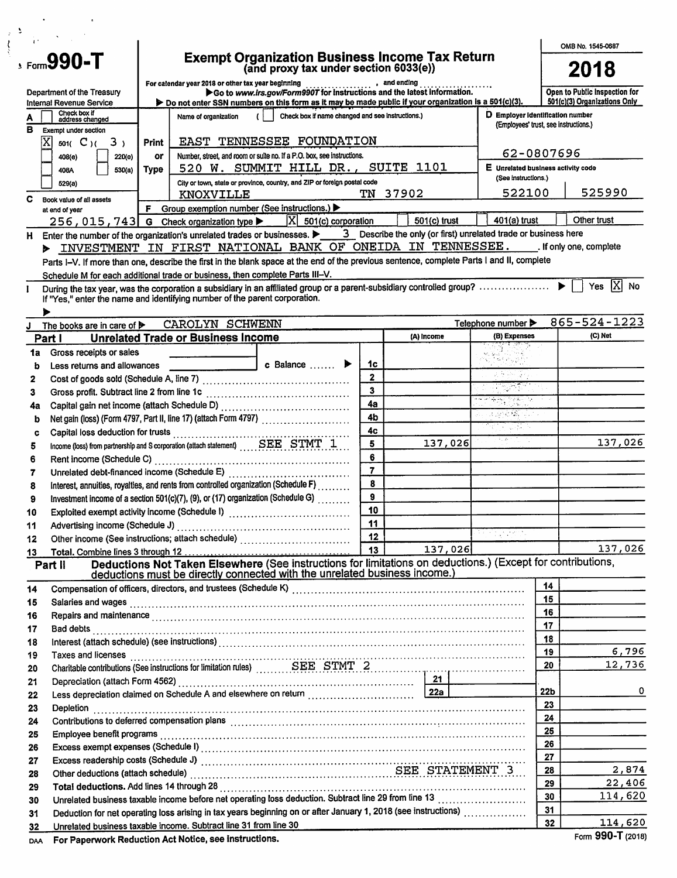# Form 990-T

## Exempt Organization Business Income Tax Return
### (and proxy tax under section 6033(e))

OMB No. 1545-0687

**2018**

For calendar year 2018 or other tax year beginning ........, and ending ........

Department of the Treasury
Internal Revenue Service

▶ Go to *www.irs.gov/Form990T* for instructions and the latest information.
▶ Do not enter SSN numbers on this form as it may be made public if your organization is a 501(c)(3).

Open to Public Inspection for 501(c)(3) Organizations Only

A [ ] Check box if address changed

B Exempt under section
[X] 501( C )( 3 )
[ ] 408(e) [ ] 220(e)
[ ] 408A [ ] 530(a)
[ ] 529(a)

Name of organization ( [ ] Check box if name changed and see instructions.)
EAST TENNESSEE FOUNDATION

Number, street, and room or suite no. If a P.O. box, see instructions.
520 W. SUMMIT HILL DR., SUITE 1101

City or town, state or province, country, and ZIP or foreign postal code
KNOXVILLE TN 37902

D Employer identification number (Employees' trust, see instructions.)
62-0807696

E Unrelated business activity code (See instructions.)
522100 525990

C Book value of all assets at end of year
256,015,743

F Group exemption number (See instructions.) ▶

G Check organization type ▶ [X] 501(c) corporation [ ] 501(c) trust [ ] 401(a) trust [ ] Other trust

H Enter the number of the organization's unrelated trades or businesses. ▶ 3 Describe the only (or first) unrelated trade or business here
▶ INVESTMENT IN FIRST NATIONAL BANK OF ONEIDA IN TENNESSEE. If only one, complete Parts I–V. If more than one, describe the first in the blank space at the end of the previous sentence, complete Parts I and II, complete Schedule M for each additional trade or business, then complete Parts III–V.

I During the tax year, was the corporation a subsidiary in an affiliated group or a parent-subsidiary controlled group? ▶ [ ] Yes [X] No
If "Yes," enter the name and identifying number of the parent corporation. ▶

J The books are in care of ▶ CAROLYN SCHWENN Telephone number ▶ 865-524-1223

## Part I Unrelated Trade or Business Income

| | | | (A) Income | (B) Expenses | (C) Net |
|---|---|---|---|---|---|
| 1a | Gross receipts or sales | | | | |
| b | Less returns and allowances c Balance ▶ | 1c | | | |
| 2 | Cost of goods sold (Schedule A, line 7) | 2 | | | |
| 3 | Gross profit. Subtract line 2 from line 1c | 3 | | | |
| 4a | Capital gain net income (attach Schedule D) | 4a | | | |
| b | Net gain (loss) (Form 4797, Part II, line 17) (attach Form 4797) | 4b | | | |
| c | Capital loss deduction for trusts | 4c | | | |
| 5 | Income (loss) from partnership and S corporation (attach statement) SEE STMT 1 | 5 | 137,026 | | 137,026 |
| 6 | Rent income (Schedule C) | 6 | | | |
| 7 | Unrelated debt-financed income (Schedule E) | 7 | | | |
| 8 | Interest, annuities, royalties, and rents from controlled organization (Schedule F) | 8 | | | |
| 9 | Investment income of a section 501(c)(7), (9), or (17) organization (Schedule G) | 9 | | | |
| 10 | Exploited exempt activity income (Schedule I) | 10 | | | |
| 11 | Advertising income (Schedule J) | 11 | | | |
| 12 | Other income (See instructions; attach schedule) | 12 | | | |
| 13 | Total. Combine lines 3 through 12 | 13 | 137,026 | | 137,026 |

## Part II Deductions Not Taken Elsewhere (See instructions for limitations on deductions.) (Except for contributions, deductions must be directly connected with the unrelated business income.)

| | | | |
|---|---|---|---|
| 14 | Compensation of officers, directors, and trustees (Schedule K) | 14 | |
| 15 | Salaries and wages | 15 | |
| 16 | Repairs and maintenance | 16 | |
| 17 | Bad debts | 17 | |
| 18 | Interest (attach schedule) (see instructions) | 18 | |
| 19 | Taxes and licenses | 19 | 6,796 |
| 20 | Charitable contributions (See instructions for limitation rules) SEE STMT 2 | 20 | 12,736 |
| 21 | Depreciation (attach Form 4562) — 21 | | |
| 22 | Less depreciation claimed on Schedule A and elsewhere on return — 22a | 22b | 0 |
| 23 | Depletion | 23 | |
| 24 | Contributions to deferred compensation plans | 24 | |
| 25 | Employee benefit programs | 25 | |
| 26 | Excess exempt expenses (Schedule I) | 26 | |
| 27 | Excess readership costs (Schedule J) | 27 | |
| 28 | Other deductions (attach schedule) SEE STATEMENT 3 | 28 | 2,874 |
| 29 | Total deductions. Add lines 14 through 28 | 29 | 22,406 |
| 30 | Unrelated business taxable income before net operating loss deduction. Subtract line 29 from line 13 | 30 | 114,620 |
| 31 | Deduction for net operating loss arising in tax years beginning on or after January 1, 2018 (see instructions) | 31 | |
| 32 | Unrelated business taxable income. Subtract line 31 from line 30 | 32 | 114,620 |

DAA **For Paperwork Reduction Act Notice, see instructions.** Form **990-T** (2018)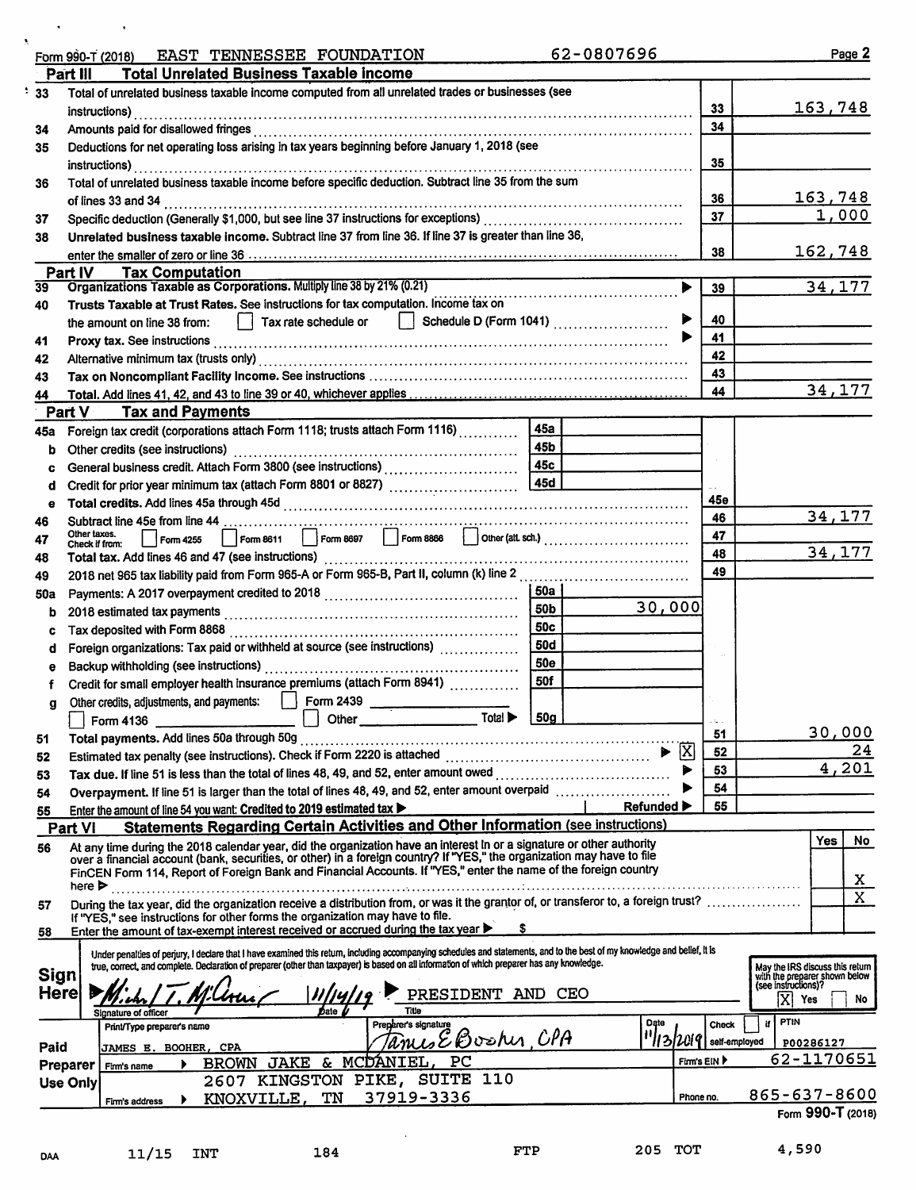Form 990-T (2018) EAST TENNESSEE FOUNDATION 62-0807696 Page 2

## Part III Total Unrelated Business Taxable Income

| | | | |
|---|---|---|---|
| 33 | Total of unrelated business taxable income computed from all unrelated trades or businesses (see instructions) | 33 | 163,748 |
| 34 | Amounts paid for disallowed fringes | 34 | |
| 35 | Deductions for net operating loss arising in tax years beginning before January 1, 2018 (see instructions) | 35 | |
| 36 | Total of unrelated business taxable income before specific deduction. Subtract line 35 from the sum of lines 33 and 34 | 36 | 163,748 |
| 37 | Specific deduction (Generally $1,000, but see line 37 instructions for exceptions) | 37 | 1,000 |
| 38 | **Unrelated business taxable income.** Subtract line 37 from line 36. If line 37 is greater than line 36, enter the smaller of zero or line 36 | 38 | 162,748 |

## Part IV Tax Computation

| | | | |
|---|---|---|---|
| 39 | **Organizations Taxable as Corporations.** Multiply line 38 by 21% (0.21) | 39 | 34,177 |
| 40 | **Trusts Taxable at Trust Rates.** See instructions for tax computation. Income tax on the amount on line 38 from: ☐ Tax rate schedule or ☐ Schedule D (Form 1041) | 40 | |
| 41 | **Proxy tax.** See instructions | 41 | |
| 42 | Alternative minimum tax (trusts only) | 42 | |
| 43 | **Tax on Noncompliant Facility Income.** See instructions | 43 | |
| 44 | **Total.** Add lines 41, 42, and 43 to line 39 or 40, whichever applies | 44 | 34,177 |

## Part V Tax and Payments

| | | | | | |
|---|---|---|---|---|---|
| 45a | Foreign tax credit (corporations attach Form 1118; trusts attach Form 1116) | 45a | | | |
| b | Other credits (see instructions) | 45b | | | |
| c | General business credit. Attach Form 3800 (see instructions) | 45c | | | |
| d | Credit for prior year minimum tax (attach Form 8801 or 8827) | 45d | | | |
| e | **Total credits.** Add lines 45a through 45d | | | 45e | |
| 46 | Subtract line 45e from line 44 | | | 46 | 34,177 |
| 47 | Other taxes. Check if from: ☐ Form 4255 ☐ Form 8611 ☐ Form 8697 ☐ Form 8866 ☐ Other (att. sch.) | | | 47 | |
| 48 | **Total tax.** Add lines 46 and 47 (see instructions) | | | 48 | 34,177 |
| 49 | 2018 net 965 tax liability paid from Form 965-A or Form 965-B, Part II, column (k) line 2 | | | 49 | |
| 50a | Payments: A 2017 overpayment credited to 2018 | 50a | | | |
| b | 2018 estimated tax payments | 50b | 30,000 | | |
| c | Tax deposited with Form 8868 | 50c | | | |
| d | Foreign organizations: Tax paid or withheld at source (see instructions) | 50d | | | |
| e | Backup withholding (see instructions) | 50e | | | |
| f | Credit for small employer health insurance premiums (attach Form 8941) | 50f | | | |
| g | Other credits, adjustments, and payments: ☐ Form 2439 ____ ☐ Form 4136 ____ ☐ Other ____ Total ▶ | 50g | | | |
| 51 | **Total payments.** Add lines 50a through 50g | | | 51 | 30,000 |
| 52 | Estimated tax penalty (see instructions). Check if Form 2220 is attached ▶ ☒ | | | 52 | 24 |
| 53 | **Tax due.** If line 51 is less than the total of lines 48, 49, and 52, enter amount owed | | | 53 | 4,201 |
| 54 | **Overpayment.** If line 51 is larger than the total of lines 48, 49, and 52, enter amount overpaid | | | 54 | |
| 55 | Enter the amount of line 54 you want: **Credited to 2019 estimated tax** ▶ | | **Refunded** ▶ | 55 | |

## Part VI Statements Regarding Certain Activities and Other Information (see instructions)

| | | Yes | No |
|---|---|---|---|
| 56 | At any time during the 2018 calendar year, did the organization have an interest in or a signature or other authority over a financial account (bank, securities, or other) in a foreign country? If "YES," the organization may have to file FinCEN Form 114, Report of Foreign Bank and Financial Accounts. If "YES," enter the name of the foreign country here ▶ | | X |
| 57 | During the tax year, did the organization receive a distribution from, or was it the grantor of, or transferor to, a foreign trust? If "YES," see instructions for other forms the organization may have to file. | | X |
| 58 | Enter the amount of tax-exempt interest received or accrued during the tax year ▶ $ | | |

**Sign Here**

Under penalties of perjury, I declare that I have examined this return, including accompanying schedules and statements, and to the best of my knowledge and belief, it is true, correct, and complete. Declaration of preparer (other than taxpayer) is based on all information of which preparer has any knowledge.

Signature of officer: Michael T. McClamroch — Date: 11/14/19 — Title: PRESIDENT AND CEO

May the IRS discuss this return with the preparer shown below (see instructions)? ☒ Yes ☐ No

**Paid Preparer Use Only**

| Print/Type preparer's name | Preparer's signature | Date | Check ☐ if self-employed | PTIN |
|---|---|---|---|---|
| JAMES E. BOOHER, CPA | James E Booher, CPA | 11/13/2019 | | P00286127 |

Firm's name ▶ BROWN JAKE & MCDANIEL, PC — Firm's EIN ▶ 62-1170651

Firm's address ▶ 2607 KINGSTON PIKE, SUITE 110, KNOXVILLE, TN 37919-3336 — Phone no. 865-637-8600

Form **990-T** (2018)

DAA 11/15 INT 184 FTP 205 TOT 4,590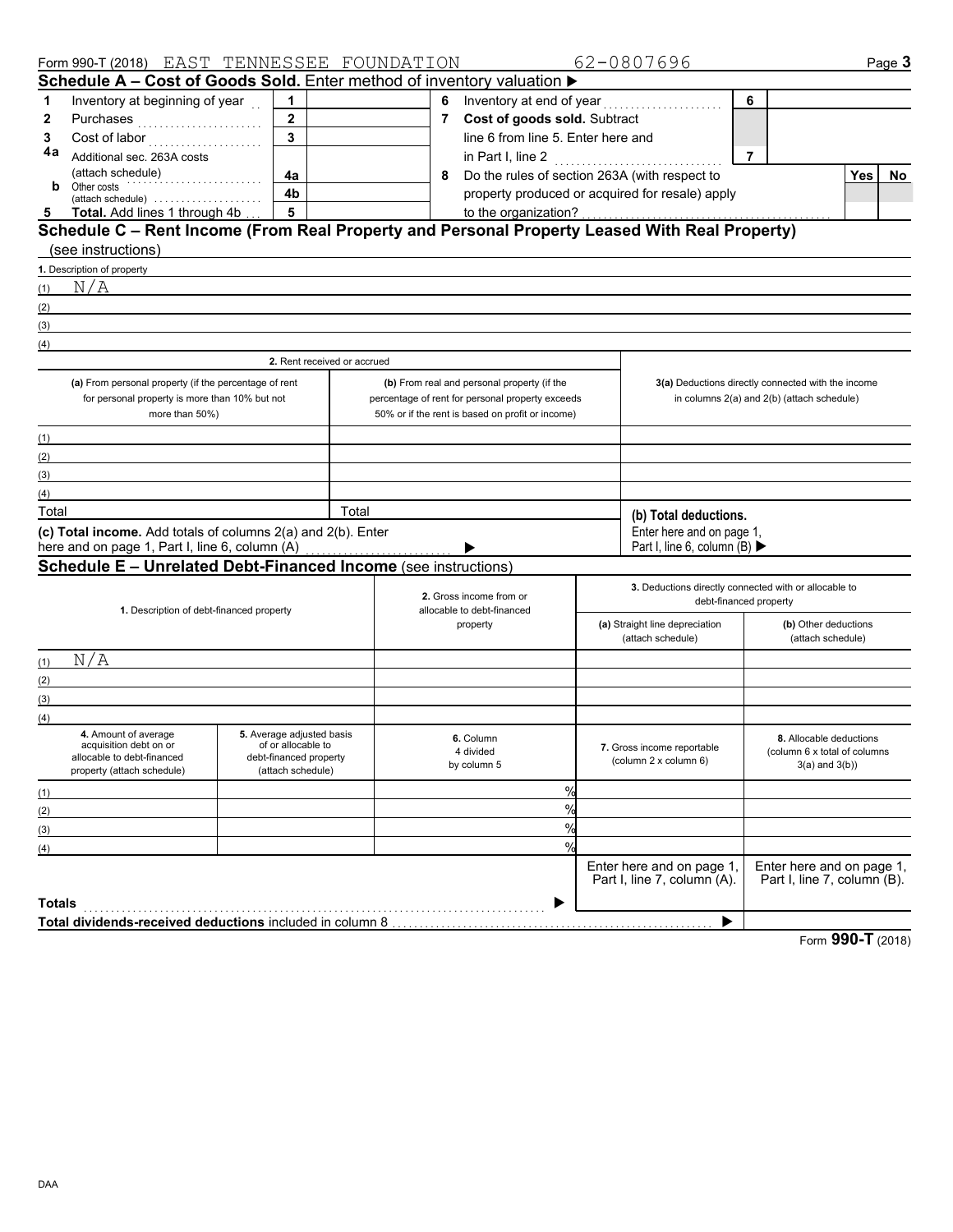Form 990-T (2018) EAST TENNESSEE FOUNDATION 62-0807696

## Schedule A – Cost of Goods Sold. Enter method of inventory valuation ▶

| | | | | | | | |
|---|---|---|---|---|---|---|---|
| 1 | Inventory at beginning of year | 1 | | 6 | Inventory at end of year | 6 | |
| 2 | Purchases | 2 | | 7 | **Cost of goods sold.** Subtract line 6 from line 5. Enter here and in Part I, line 2 | 7 | |
| 3 | Cost of labor | 3 | | | | | |
| 4a | Additional sec. 263A costs (attach schedule) | 4a | | 8 | Do the rules of section 263A (with respect to property produced or acquired for resale) apply to the organization? | Yes | No |
| b | Other costs (attach schedule) | 4b | | | | | |
| 5 | **Total.** Add lines 1 through 4b | 5 | | | | | |

## Schedule C – Rent Income (From Real Property and Personal Property Leased With Real Property)

(see instructions)

1. Description of property

(1) N/A

(2)

(3)

(4)

| | 2. Rent received or accrued | | |
|---|---|---|---|
| | (a) From personal property (if the percentage of rent for personal property is more than 10% but not more than 50%) | (b) From real and personal property (if the percentage of rent for personal property exceeds 50% or if the rent is based on profit or income) | 3(a) Deductions directly connected with the income in columns 2(a) and 2(b) (attach schedule) |
| (1) | | | |
| (2) | | | |
| (3) | | | |
| (4) | | | |
| Total | | Total | **(b) Total deductions.** Enter here and on page 1, Part I, line 6, column (B) ▶ |

**(c) Total income.** Add totals of columns 2(a) and 2(b). Enter here and on page 1, Part I, line 6, column (A) ▶

## Schedule E – Unrelated Debt-Financed Income (see instructions)

| | 1. Description of debt-financed property | 2. Gross income from or allocable to debt-financed property | 3. Deductions directly connected with or allocable to debt-financed property (a) Straight line depreciation (attach schedule) | (b) Other deductions (attach schedule) |
|---|---|---|---|---|
| (1) | N/A | | | |
| (2) | | | | |
| (3) | | | | |
| (4) | | | | |

| | 4. Amount of average acquisition debt on or allocable to debt-financed property (attach schedule) | 5. Average adjusted basis of or allocable to debt-financed property (attach schedule) | 6. Column 4 divided by column 5 | 7. Gross income reportable (column 2 x column 6) | 8. Allocable deductions (column 6 x total of columns 3(a) and 3(b)) |
|---|---|---|---|---|---|
| (1) | | | % | | |
| (2) | | | % | | |
| (3) | | | % | | |
| (4) | | | % | | |
| | | | | Enter here and on page 1, Part I, line 7, column (A). | Enter here and on page 1, Part I, line 7, column (B). |
| **Totals** | | | ▶ | | |
| **Total dividends-received deductions** included in column 8 | | | | ▶ | |

Form **990-T** (2018)

DAA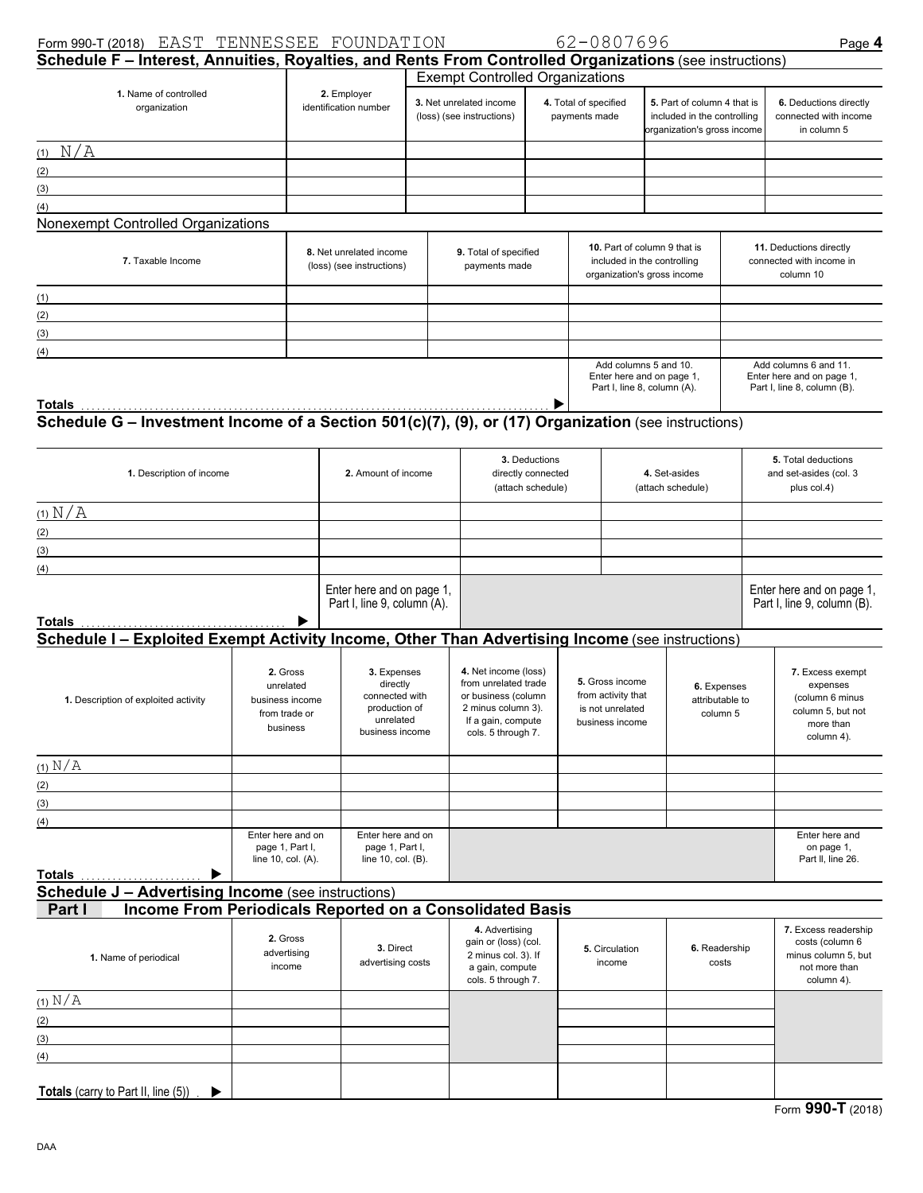Form 990-T (2018) EAST TENNESSEE FOUNDATION 62-0807696

## Schedule F – Interest, Annuities, Royalties, and Rents From Controlled Organizations (see instructions)

**Exempt Controlled Organizations**

| 1. Name of controlled organization | 2. Employer identification number | 3. Net unrelated income (loss) (see instructions) | 4. Total of specified payments made | 5. Part of column 4 that is included in the controlling organization's gross income | 6. Deductions directly connected with income in column 5 |
|---|---|---|---|---|---|
| (1) N/A | | | | | |
| (2) | | | | | |
| (3) | | | | | |
| (4) | | | | | |

**Nonexempt Controlled Organizations**

| 7. Taxable Income | 8. Net unrelated income (loss) (see instructions) | 9. Total of specified payments made | 10. Part of column 9 that is included in the controlling organization's gross income | 11. Deductions directly connected with income in column 10 |
|---|---|---|---|---|
| (1) | | | | |
| (2) | | | | |
| (3) | | | | |
| (4) | | | | |
| **Totals** ▶ | | | Add columns 5 and 10. Enter here and on page 1, Part I, line 8, column (A). | Add columns 6 and 11. Enter here and on page 1, Part I, line 8, column (B). |

## Schedule G – Investment Income of a Section 501(c)(7), (9), or (17) Organization (see instructions)

| 1. Description of income | 2. Amount of income | 3. Deductions directly connected (attach schedule) | 4. Set-asides (attach schedule) | 5. Total deductions and set-asides (col. 3 plus col.4) |
|---|---|---|---|---|
| (1) N/A | | | | |
| (2) | | | | |
| (3) | | | | |
| (4) | | | | |
| **Totals** ▶ | Enter here and on page 1, Part I, line 9, column (A). | | | Enter here and on page 1, Part I, line 9, column (B). |

## Schedule I – Exploited Exempt Activity Income, Other Than Advertising Income (see instructions)

| 1. Description of exploited activity | 2. Gross unrelated business income from trade or business | 3. Expenses directly connected with production of unrelated business income | 4. Net income (loss) from unrelated trade or business (column 2 minus column 3). If a gain, compute cols. 5 through 7. | 5. Gross income from activity that is not unrelated business income | 6. Expenses attributable to column 5 | 7. Excess exempt expenses (column 6 minus column 5, but not more than column 4). |
|---|---|---|---|---|---|---|
| (1) N/A | | | | | | |
| (2) | | | | | | |
| (3) | | | | | | |
| (4) | | | | | | |
| **Totals** ▶ | Enter here and on page 1, Part I, line 10, col. (A). | Enter here and on page 1, Part I, line 10, col. (B). | | | | Enter here and on page 1, Part II, line 26. |

## Schedule J – Advertising Income (see instructions)

### Part I Income From Periodicals Reported on a Consolidated Basis

| 1. Name of periodical | 2. Gross advertising income | 3. Direct advertising costs | 4. Advertising gain or (loss) (col. 2 minus col. 3). If a gain, compute cols. 5 through 7. | 5. Circulation income | 6. Readership costs | 7. Excess readership costs (column 6 minus column 5, but not more than column 4). |
|---|---|---|---|---|---|---|
| (1) N/A | | | | | | |
| (2) | | | | | | |
| (3) | | | | | | |
| (4) | | | | | | |
| **Totals** (carry to Part II, line (5)) ▶ | | | | | | |

Form **990-T** (2018)

DAA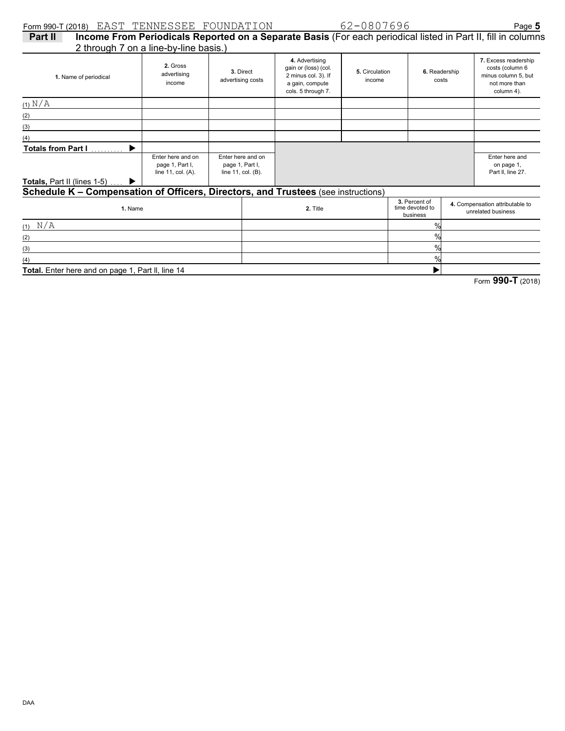Form 990-T (2018) EAST TENNESSEE FOUNDATION 62-0807696

## Part II Income From Periodicals Reported on a Separate Basis (For each periodical listed in Part II, fill in columns 2 through 7 on a line-by-line basis.)

| 1. Name of periodical | 2. Gross advertising income | 3. Direct advertising costs | 4. Advertising gain or (loss) (col. 2 minus col. 3). If a gain, compute cols. 5 through 7. | 5. Circulation income | 6. Readership costs | 7. Excess readership costs (column 6 minus column 5, but not more than column 4). |
|---|---|---|---|---|---|---|
| (1) N/A | | | | | | |
| (2) | | | | | | |
| (3) | | | | | | |
| (4) | | | | | | |
| **Totals from Part I** ▶ | | | | | | |
| **Totals,** Part II (lines 1-5) ▶ | Enter here and on page 1, Part I, line 11, col. (A). | Enter here and on page 1, Part I, line 11, col. (B). | | | | Enter here and on page 1, Part II, line 27. |

## Schedule K – Compensation of Officers, Directors, and Trustees (see instructions)

| 1. Name | 2. Title | 3. Percent of time devoted to business | 4. Compensation attributable to unrelated business |
|---|---|---|---|
| (1) N/A | | % | |
| (2) | | % | |
| (3) | | % | |
| (4) | | % | |
| **Total.** Enter here and on page 1, Part II, line 14 | | ▶ | |

Form **990-T** (2018)

DAA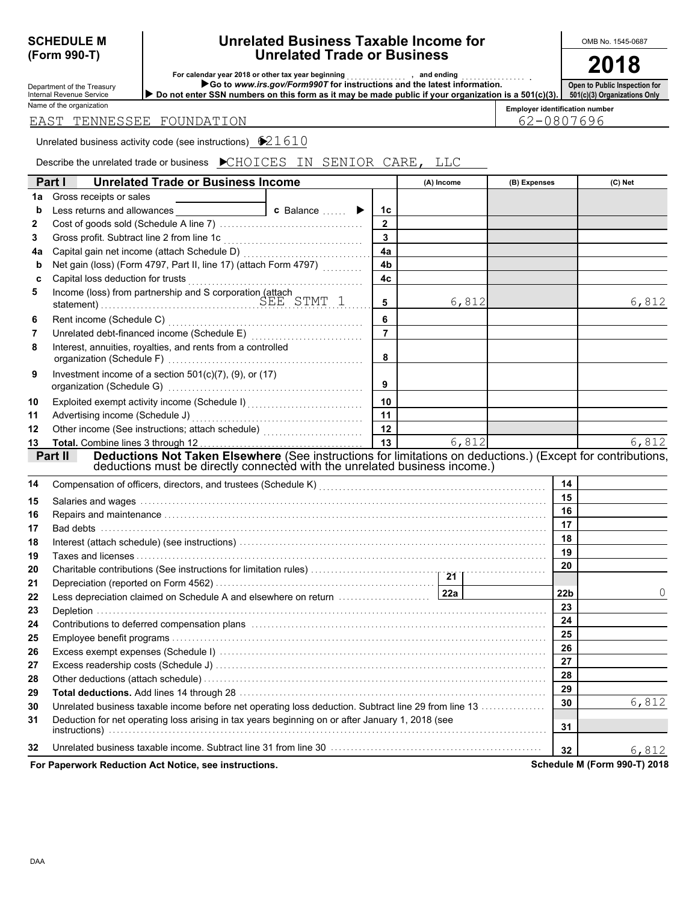**SCHEDULE M (Form 990-T)**

Department of the Treasury
Internal Revenue Service

# Unrelated Business Taxable Income for Unrelated Trade or Business

For calendar year 2018 or other tax year beginning ............, and ending ............ .

▶Go to *www.irs.gov/Form990T* for instructions and the latest information.

▶ Do not enter SSN numbers on this form as it may be made public if your organization is a 501(c)(3).

OMB No. 1545-0687

**2018**

**Open to Public Inspection for 501(c)(3) Organizations Only**

Name of the organization: EAST TENNESSEE FOUNDATION

Employer identification number: 62-0807696

Unrelated business activity code (see instructions) ▶ 621610

Describe the unrelated trade or business ▶CHOICES IN SENIOR CARE, LLC

## Part I Unrelated Trade or Business Income

| | | | (A) Income | (B) Expenses | (C) Net |
|---|---|---|---|---|---|
| 1a | Gross receipts or sales | | | | |
| b | Less returns and allowances ____ c Balance ▶ | 1c | | | |
| 2 | Cost of goods sold (Schedule A line 7) | 2 | | | |
| 3 | Gross profit. Subtract line 2 from line 1c | 3 | | | |
| 4a | Capital gain net income (attach Schedule D) | 4a | | | |
| b | Net gain (loss) (Form 4797, Part II, line 17) (attach Form 4797) | 4b | | | |
| c | Capital loss deduction for trusts | 4c | | | |
| 5 | Income (loss) from partnership and S corporation (attach statement) SEE STMT 1 | 5 | 6,812 | | 6,812 |
| 6 | Rent income (Schedule C) | 6 | | | |
| 7 | Unrelated debt-financed income (Schedule E) | 7 | | | |
| 8 | Interest, annuities, royalties, and rents from a controlled organization (Schedule F) | 8 | | | |
| 9 | Investment income of a section 501(c)(7), (9), or (17) organization (Schedule G) | 9 | | | |
| 10 | Exploited exempt activity income (Schedule I) | 10 | | | |
| 11 | Advertising income (Schedule J) | 11 | | | |
| 12 | Other income (See instructions; attach schedule) | 12 | | | |
| 13 | **Total.** Combine lines 3 through 12 | 13 | 6,812 | | 6,812 |

## Part II Deductions Not Taken Elsewhere (See instructions for limitations on deductions.) (Except for contributions, deductions must be directly connected with the unrelated business income.)

| | | | |
|---|---|---|---|
| 14 | Compensation of officers, directors, and trustees (Schedule K) | 14 | |
| 15 | Salaries and wages | 15 | |
| 16 | Repairs and maintenance | 16 | |
| 17 | Bad debts | 17 | |
| 18 | Interest (attach schedule) (see instructions) | 18 | |
| 19 | Taxes and licenses | 19 | |
| 20 | Charitable contributions (See instructions for limitation rules) | 20 | |
| 21 | Depreciation (reported on Form 4562) ..... 21 | | |
| 22 | Less depreciation claimed on Schedule A and elsewhere on return ..... 22a | 22b | 0 |
| 23 | Depletion | 23 | |
| 24 | Contributions to deferred compensation plans | 24 | |
| 25 | Employee benefit programs | 25 | |
| 26 | Excess exempt expenses (Schedule I) | 26 | |
| 27 | Excess readership costs (Schedule J) | 27 | |
| 28 | Other deductions (attach schedule) | 28 | |
| 29 | **Total deductions.** Add lines 14 through 28 | 29 | |
| 30 | Unrelated business taxable income before net operating loss deduction. Subtract line 29 from line 13 | 30 | 6,812 |
| 31 | Deduction for net operating loss arising in tax years beginning on or after January 1, 2018 (see instructions) | 31 | |
| 32 | Unrelated business taxable income. Subtract line 31 from line 30 | 32 | 6,812 |

**For Paperwork Reduction Act Notice, see instructions.** **Schedule M (Form 990-T) 2018**

DAA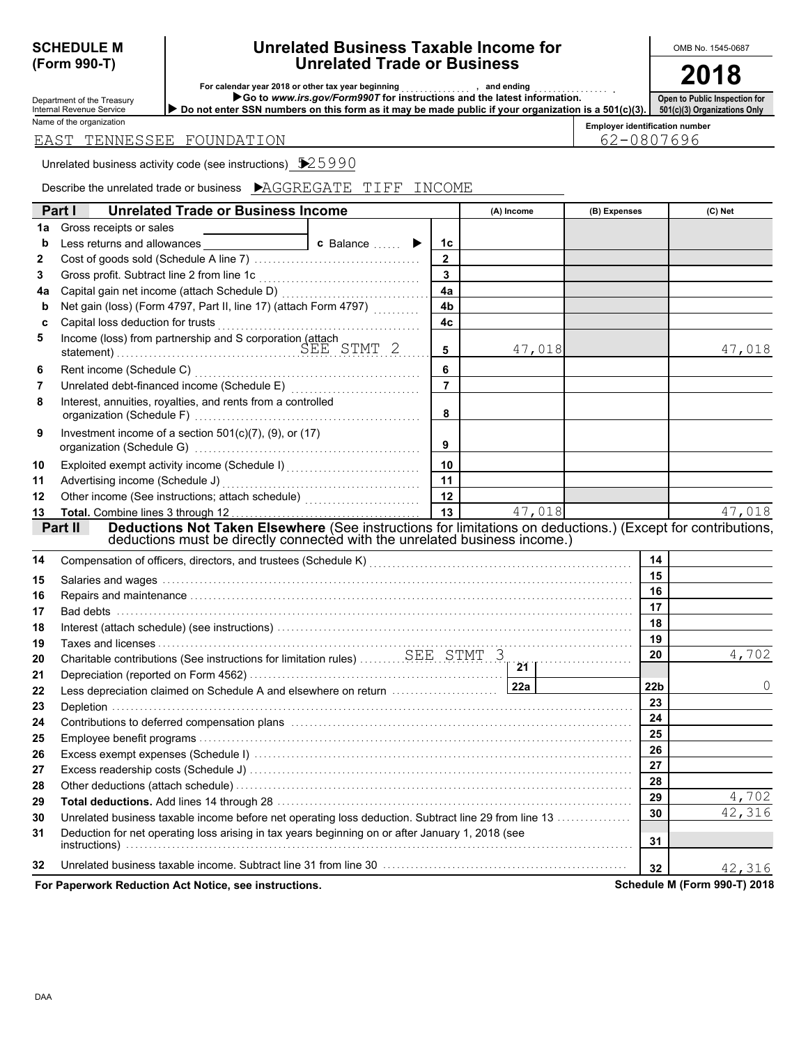**SCHEDULE M (Form 990-T)**

Department of the Treasury
Internal Revenue Service

# Unrelated Business Taxable Income for Unrelated Trade or Business

For calendar year 2018 or other tax year beginning , and ending .

▶Go to *www.irs.gov/Form990T* for instructions and the latest information.

▶ Do not enter SSN numbers on this form as it may be made public if your organization is a 501(c)(3).

OMB No. 1545-0687

**2018**

**Open to Public Inspection for 501(c)(3) Organizations Only**

Name of the organization: EAST TENNESSEE FOUNDATION

Employer identification number: 62-0807696

Unrelated business activity code (see instructions) ▶ 525990

Describe the unrelated trade or business ▶AGGREGATE TIFF INCOME

## Part I Unrelated Trade or Business Income

| | | | (A) Income | (B) Expenses | (C) Net |
|---|---|---|---|---|---|
| 1a | Gross receipts or sales | | | | |
| b | Less returns and allowances ______ c Balance ▶ | 1c | | | |
| 2 | Cost of goods sold (Schedule A line 7) | 2 | | | |
| 3 | Gross profit. Subtract line 2 from line 1c | 3 | | | |
| 4a | Capital gain net income (attach Schedule D) | 4a | | | |
| b | Net gain (loss) (Form 4797, Part II, line 17) (attach Form 4797) | 4b | | | |
| c | Capital loss deduction for trusts | 4c | | | |
| 5 | Income (loss) from partnership and S corporation (attach statement) SEE STMT 2 | 5 | 47,018 | | 47,018 |
| 6 | Rent income (Schedule C) | 6 | | | |
| 7 | Unrelated debt-financed income (Schedule E) | 7 | | | |
| 8 | Interest, annuities, royalties, and rents from a controlled organization (Schedule F) | 8 | | | |
| 9 | Investment income of a section 501(c)(7), (9), or (17) organization (Schedule G) | 9 | | | |
| 10 | Exploited exempt activity income (Schedule I) | 10 | | | |
| 11 | Advertising income (Schedule J) | 11 | | | |
| 12 | Other income (See instructions; attach schedule) | 12 | | | |
| 13 | **Total.** Combine lines 3 through 12 | 13 | 47,018 | | 47,018 |

## Part II Deductions Not Taken Elsewhere (See instructions for limitations on deductions.) (Except for contributions, deductions must be directly connected with the unrelated business income.)

| | | | |
|---|---|---|---|
| 14 | Compensation of officers, directors, and trustees (Schedule K) | 14 | |
| 15 | Salaries and wages | 15 | |
| 16 | Repairs and maintenance | 16 | |
| 17 | Bad debts | 17 | |
| 18 | Interest (attach schedule) (see instructions) | 18 | |
| 19 | Taxes and licenses | 19 | |
| 20 | Charitable contributions (See instructions for limitation rules) SEE STMT 3 | 20 | 4,702 |
| 21 | Depreciation (reported on Form 4562) 21 | | |
| 22 | Less depreciation claimed on Schedule A and elsewhere on return 22a | 22b | 0 |
| 23 | Depletion | 23 | |
| 24 | Contributions to deferred compensation plans | 24 | |
| 25 | Employee benefit programs | 25 | |
| 26 | Excess exempt expenses (Schedule I) | 26 | |
| 27 | Excess readership costs (Schedule J) | 27 | |
| 28 | Other deductions (attach schedule) | 28 | |
| 29 | **Total deductions.** Add lines 14 through 28 | 29 | 4,702 |
| 30 | Unrelated business taxable income before net operating loss deduction. Subtract line 29 from line 13 | 30 | 42,316 |
| 31 | Deduction for net operating loss arising in tax years beginning on or after January 1, 2018 (see instructions) | 31 | |
| 32 | Unrelated business taxable income. Subtract line 31 from line 30 | 32 | 42,316 |

**For Paperwork Reduction Act Notice, see instructions.** **Schedule M (Form 990-T) 2018**

DAA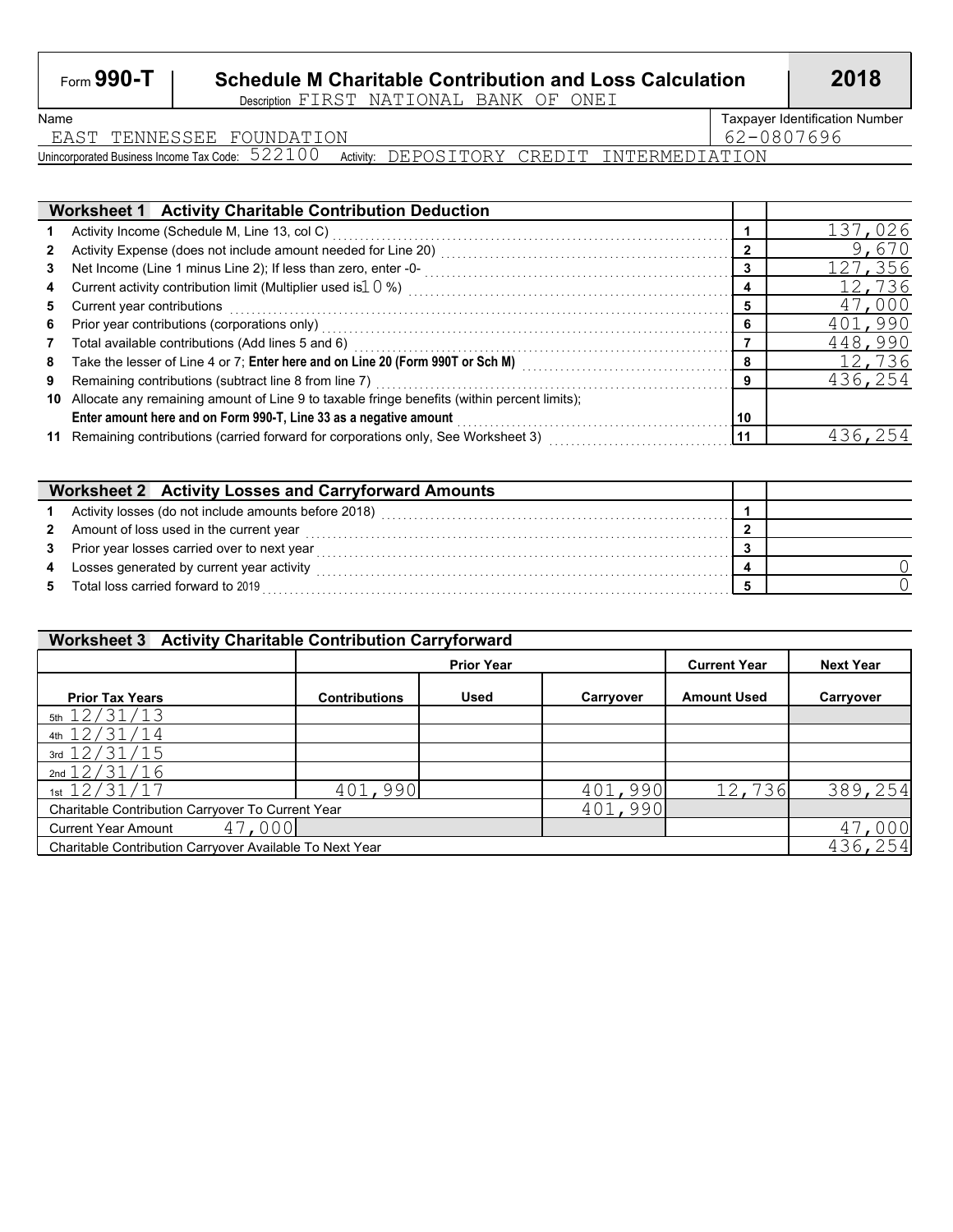Form **990-T**

# Schedule M Charitable Contribution and Loss Calculation

**2018**

Description FIRST NATIONAL BANK OF ONEI

Name: EAST TENNESSEE FOUNDATION

Taxpayer Identification Number: 62-0807696

Unincorporated Business Income Tax Code: 522100 Activity: DEPOSITORY CREDIT INTERMEDIATION

## Worksheet 1 Activity Charitable Contribution Deduction

| | | Line | Amount |
|---|---|---|---|
| 1 | Activity Income (Schedule M, Line 13, col C) | 1 | 137,026 |
| 2 | Activity Expense (does not include amount needed for Line 20) | 2 | 9,670 |
| 3 | Net Income (Line 1 minus Line 2); If less than zero, enter -0- | 3 | 127,356 |
| 4 | Current activity contribution limit (Multiplier used is 10 %) | 4 | 12,736 |
| 5 | Current year contributions | 5 | 47,000 |
| 6 | Prior year contributions (corporations only) | 6 | 401,990 |
| 7 | Total available contributions (Add lines 5 and 6) | 7 | 448,990 |
| 8 | Take the lesser of Line 4 or 7; **Enter here and on Line 20 (Form 990T or Sch M)** | 8 | 12,736 |
| 9 | Remaining contributions (subtract line 8 from line 7) | 9 | 436,254 |
| 10 | Allocate any remaining amount of Line 9 to taxable fringe benefits (within percent limits); **Enter amount here and on Form 990-T, Line 33 as a negative amount** | 10 | |
| 11 | Remaining contributions (carried forward for corporations only, See Worksheet 3) | 11 | 436,254 |

## Worksheet 2 Activity Losses and Carryforward Amounts

| | | Line | Amount |
|---|---|---|---|
| 1 | Activity losses (do not include amounts before 2018) | 1 | |
| 2 | Amount of loss used in the current year | 2 | |
| 3 | Prior year losses carried over to next year | 3 | |
| 4 | Losses generated by current year activity | 4 | 0 |
| 5 | Total loss carried forward to 2019 | 5 | 0 |

## Worksheet 3 Activity Charitable Contribution Carryforward

| | Prior Year | | | Current Year | Next Year |
|---|---|---|---|---|---|
| **Prior Tax Years** | **Contributions** | **Used** | **Carryover** | **Amount Used** | **Carryover** |
| 5th 12/31/13 | | | | | |
| 4th 12/31/14 | | | | | |
| 3rd 12/31/15 | | | | | |
| 2nd 12/31/16 | | | | | |
| 1st 12/31/17 | 401,990 | | 401,990 | 12,736 | 389,254 |
| Charitable Contribution Carryover To Current Year | | | 401,990 | | |
| Current Year Amount 47,000 | | | | | 47,000 |
| Charitable Contribution Carryover Available To Next Year | | | | | 436,254 |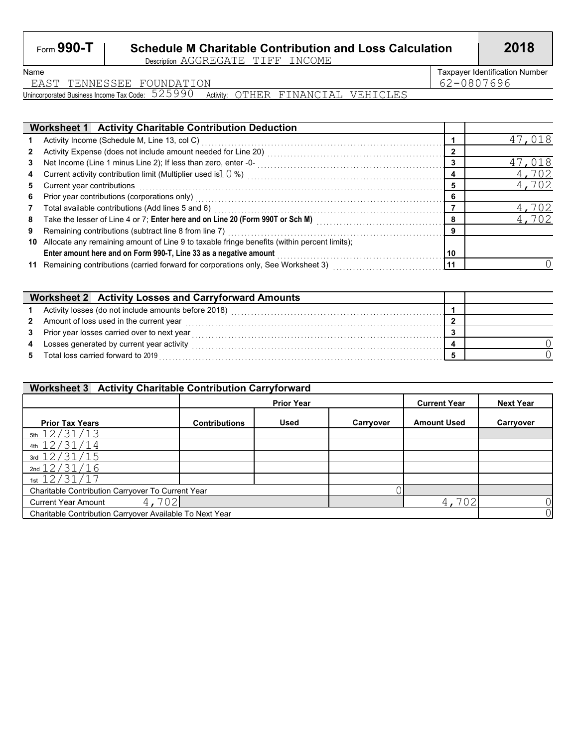Form **990-T** | **Schedule M Charitable Contribution and Loss Calculation** | **2018**

Description AGGREGATE TIFF INCOME

Name: EAST TENNESSEE FOUNDATION

Taxpayer Identification Number: 62-0807696

Unincorporated Business Income Tax Code: 525990 Activity: OTHER FINANCIAL VEHICLES

| **Worksheet 1 Activity Charitable Contribution Deduction** | | |
|---|---|---|
| **1** Activity Income (Schedule M, Line 13, col C) | 1 | 47,018 |
| **2** Activity Expense (does not include amount needed for Line 20) | 2 | |
| **3** Net Income (Line 1 minus Line 2); If less than zero, enter -0- | 3 | 47,018 |
| **4** Current activity contribution limit (Multiplier used is 10 %) | 4 | 4,702 |
| **5** Current year contributions | 5 | 4,702 |
| **6** Prior year contributions (corporations only) | 6 | |
| **7** Total available contributions (Add lines 5 and 6) | 7 | 4,702 |
| **8** Take the lesser of Line 4 or 7; **Enter here and on Line 20 (Form 990T or Sch M)** | 8 | 4,702 |
| **9** Remaining contributions (subtract line 8 from line 7) | 9 | |
| **10** Allocate any remaining amount of Line 9 to taxable fringe benefits (within percent limits); **Enter amount here and on Form 990-T, Line 33 as a negative amount** | 10 | |
| **11** Remaining contributions (carried forward for corporations only, See Worksheet 3) | 11 | 0 |

| **Worksheet 2 Activity Losses and Carryforward Amounts** | | |
|---|---|---|
| **1** Activity losses (do not include amounts before 2018) | 1 | |
| **2** Amount of loss used in the current year | 2 | |
| **3** Prior year losses carried over to next year | 3 | |
| **4** Losses generated by current year activity | 4 | 0 |
| **5** Total loss carried forward to 2019 | 5 | 0 |

**Worksheet 3 Activity Charitable Contribution Carryforward**

| | Prior Year | | | Current Year | Next Year |
|---|---|---|---|---|---|
| **Prior Tax Years** | **Contributions** | **Used** | **Carryover** | **Amount Used** | **Carryover** |
| 5th 12/31/13 | | | | | |
| 4th 12/31/14 | | | | | |
| 3rd 12/31/15 | | | | | |
| 2nd 12/31/16 | | | | | |
| 1st 12/31/17 | | | | | |
| Charitable Contribution Carryover To Current Year | | | 0 | | |
| Current Year Amount | 4,702 | | | 4,702 | 0 |
| Charitable Contribution Carryover Available To Next Year | | | | | 0 |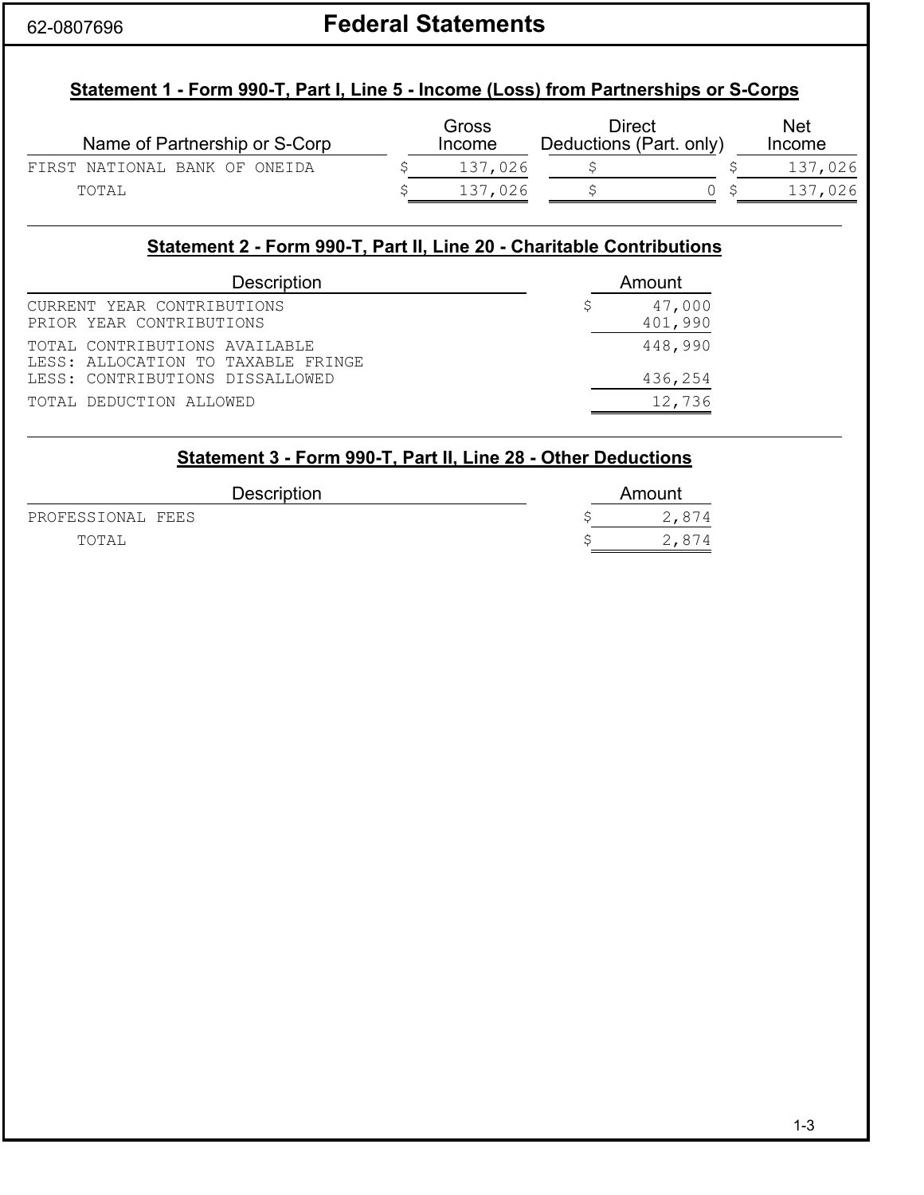62-0807696

# Federal Statements

## Statement 1 - Form 990-T, Part I, Line 5 - Income (Loss) from Partnerships or S-Corps

| Name of Partnership or S-Corp | Gross Income | Direct Deductions (Part. only) | Net Income |
|---|---|---|---|
| FIRST NATIONAL BANK OF ONEIDA | $ 137,026 | $ | $ 137,026 |
| TOTAL | $ 137,026 | $ 0 | $ 137,026 |

## Statement 2 - Form 990-T, Part II, Line 20 - Charitable Contributions

| Description | Amount |
|---|---|
| CURRENT YEAR CONTRIBUTIONS | $ 47,000 |
| PRIOR YEAR CONTRIBUTIONS | 401,990 |
| TOTAL CONTRIBUTIONS AVAILABLE | 448,990 |
| LESS: ALLOCATION TO TAXABLE FRINGE | |
| LESS: CONTRIBUTIONS DISALLOWED | 436,254 |
| TOTAL DEDUCTION ALLOWED | 12,736 |

## Statement 3 - Form 990-T, Part II, Line 28 - Other Deductions

| Description | Amount |
|---|---|
| PROFESSIONAL FEES | $ 2,874 |
| TOTAL | $ 2,874 |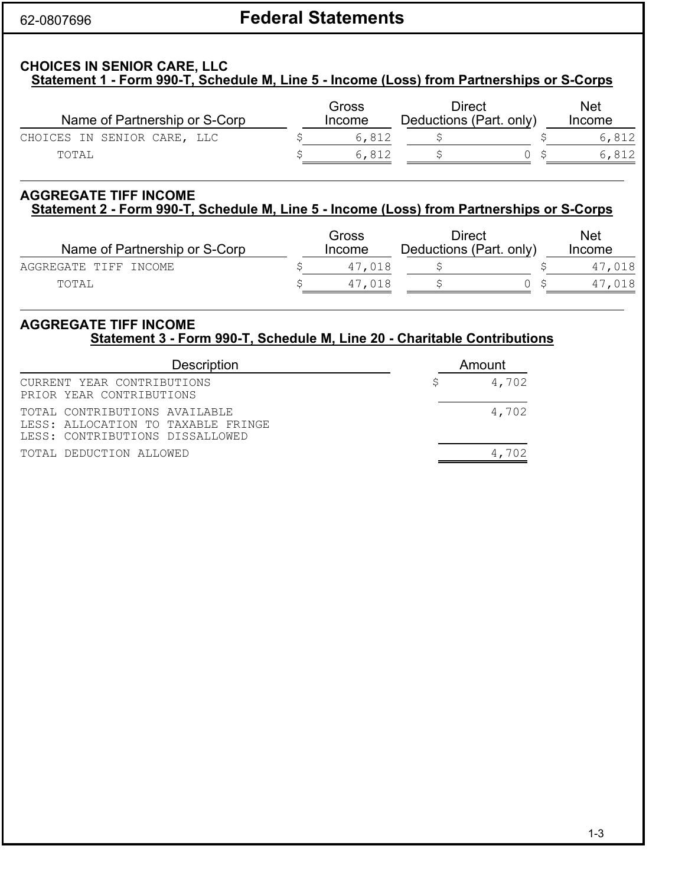62-0807696

# Federal Statements

## CHOICES IN SENIOR CARE, LLC

### Statement 1 - Form 990-T, Schedule M, Line 5 - Income (Loss) from Partnerships or S-Corps

| Name of Partnership or S-Corp | Gross Income | Direct Deductions (Part. only) | Net Income |
|---|---|---|---|
| CHOICES IN SENIOR CARE, LLC | $ 6,812 | $ | $ 6,812 |
| TOTAL | $ 6,812 | $ 0 | $ 6,812 |

## AGGREGATE TIFF INCOME

### Statement 2 - Form 990-T, Schedule M, Line 5 - Income (Loss) from Partnerships or S-Corps

| Name of Partnership or S-Corp | Gross Income | Direct Deductions (Part. only) | Net Income |
|---|---|---|---|
| AGGREGATE TIFF INCOME | $ 47,018 | $ | $ 47,018 |
| TOTAL | $ 47,018 | $ 0 | $ 47,018 |

## AGGREGATE TIFF INCOME

### Statement 3 - Form 990-T, Schedule M, Line 20 - Charitable Contributions

| Description | Amount |
|---|---|
| CURRENT YEAR CONTRIBUTIONS | $ 4,702 |
| PRIOR YEAR CONTRIBUTIONS | |
| TOTAL CONTRIBUTIONS AVAILABLE | 4,702 |
| LESS: ALLOCATION TO TAXABLE FRINGE | |
| LESS: CONTRIBUTIONS DISSALLOWED | |
| TOTAL DEDUCTION ALLOWED | 4,702 |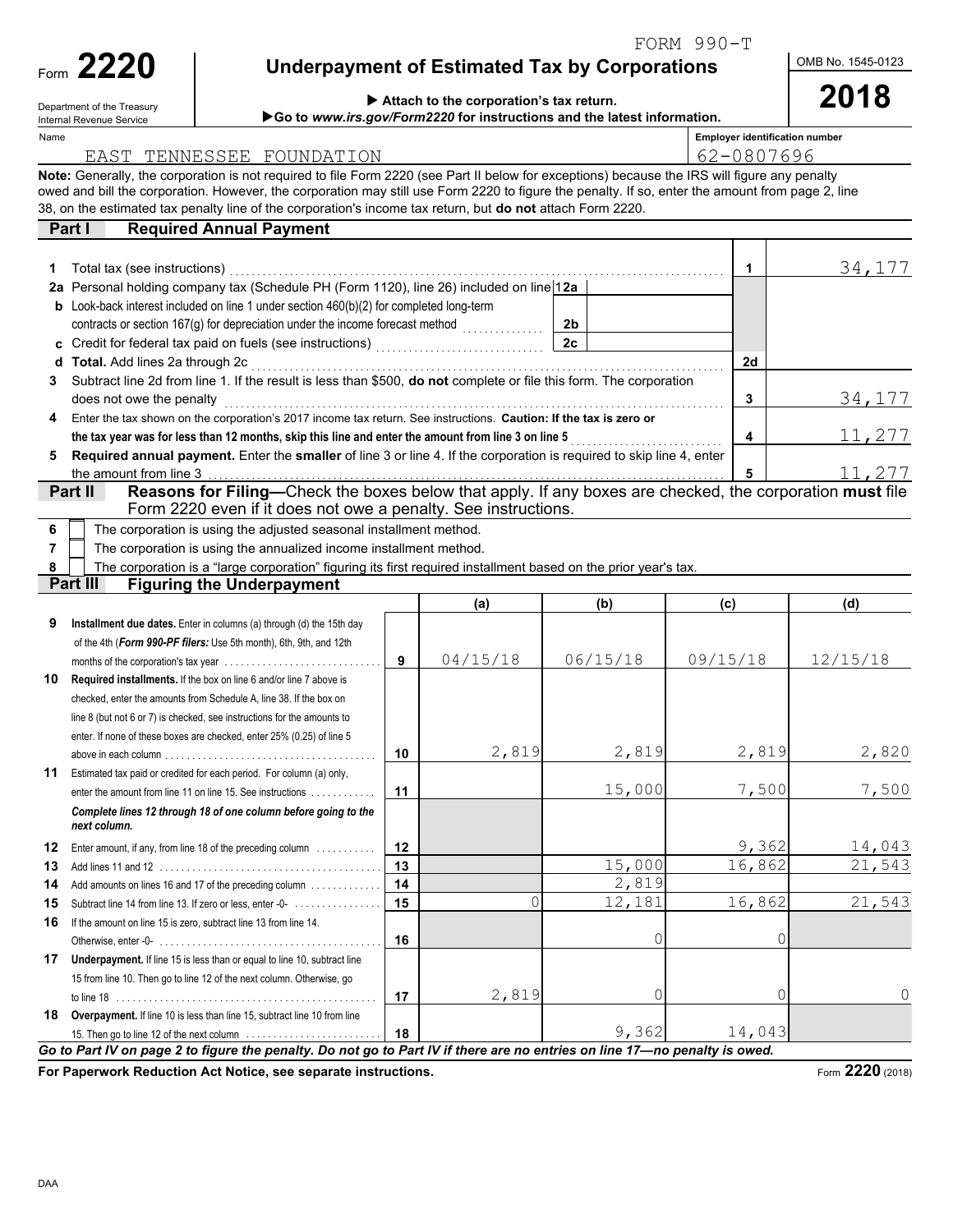FORM 990-T

# Form 2220 — Underpayment of Estimated Tax by Corporations

Department of the Treasury
Internal Revenue Service

▶ Attach to the corporation's tax return.
▶Go to *www.irs.gov/Form2220* for instructions and the latest information.

OMB No. 1545-0123

**2018**

Name: EAST TENNESSEE FOUNDATION

Employer identification number: 62-0807696

**Note:** Generally, the corporation is not required to file Form 2220 (see Part II below for exceptions) because the IRS will figure any penalty owed and bill the corporation. However, the corporation may still use Form 2220 to figure the penalty. If so, enter the amount from page 2, line 38, on the estimated tax penalty line of the corporation's income tax return, but **do not** attach Form 2220.

## Part I Required Annual Payment

| Line | Description | | | Line | Amount |
|---|---|---|---|---|---|
| 1 | Total tax (see instructions) | | | 1 | 34,177 |
| 2a | Personal holding company tax (Schedule PH (Form 1120), line 26) included on line 1 | 2a | | | |
| b | Look-back interest included on line 1 under section 460(b)(2) for completed long-term contracts or section 167(g) for depreciation under the income forecast method | 2b | | | |
| c | Credit for federal tax paid on fuels (see instructions) | 2c | | | |
| d | **Total.** Add lines 2a through 2c | | | 2d | |
| 3 | Subtract line 2d from line 1. If the result is less than $500, **do not** complete or file this form. The corporation does not owe the penalty | | | 3 | 34,177 |
| 4 | Enter the tax shown on the corporation's 2017 income tax return. See instructions. **Caution: If the tax is zero or the tax year was for less than 12 months, skip this line and enter the amount from line 3 on line 5** | | | 4 | 11,277 |
| 5 | **Required annual payment.** Enter the **smaller** of line 3 or line 4. If the corporation is required to skip line 4, enter the amount from line 3 | | | 5 | 11,277 |

## Part II Reasons for Filing—Check the boxes below that apply. If any boxes are checked, the corporation **must** file Form 2220 even if it does not owe a penalty. See instructions.

6 ☐ The corporation is using the adjusted seasonal installment method.

7 ☐ The corporation is using the annualized income installment method.

8 ☐ The corporation is a "large corporation" figuring its first required installment based on the prior year's tax.

## Part III Figuring the Underpayment

| | | | (a) | (b) | (c) | (d) |
|---|---|---|---|---|---|---|
| 9 | **Installment due dates.** Enter in columns (a) through (d) the 15th day of the 4th (***Form 990-PF filers:*** Use 5th month), 6th, 9th, and 12th months of the corporation's tax year | 9 | 04/15/18 | 06/15/18 | 09/15/18 | 12/15/18 |
| 10 | **Required installments.** If the box on line 6 and/or line 7 above is checked, enter the amounts from Schedule A, line 38. If the box on line 8 (but not 6 or 7) is checked, see instructions for the amounts to enter. If none of these boxes are checked, enter 25% (0.25) of line 5 above in each column | 10 | 2,819 | 2,819 | 2,819 | 2,820 |
| 11 | Estimated tax paid or credited for each period. For column (a) only, enter the amount from line 11 on line 15. See instructions | 11 | | 15,000 | 7,500 | 7,500 |
| | ***Complete lines 12 through 18 of one column before going to the next column.*** | | | | | |
| 12 | Enter amount, if any, from line 18 of the preceding column | 12 | | | 9,362 | 14,043 |
| 13 | Add lines 11 and 12 | 13 | | 15,000 | 16,862 | 21,543 |
| 14 | Add amounts on lines 16 and 17 of the preceding column | 14 | | 2,819 | | |
| 15 | Subtract line 14 from line 13. If zero or less, enter -0- | 15 | 0 | 12,181 | 16,862 | 21,543 |
| 16 | If the amount on line 15 is zero, subtract line 13 from line 14. Otherwise, enter -0- | 16 | | 0 | 0 | |
| 17 | **Underpayment.** If line 15 is less than or equal to line 10, subtract line 15 from line 10. Then go to line 12 of the next column. Otherwise, go to line 18 | 17 | 2,819 | 0 | 0 | 0 |
| 18 | **Overpayment.** If line 10 is less than line 15, subtract line 10 from line 15. Then go to line 12 of the next column | 18 | | 9,362 | 14,043 | |

***Go to Part IV on page 2 to figure the penalty. Do not go to Part IV if there are no entries on line 17—no penalty is owed.***

**For Paperwork Reduction Act Notice, see separate instructions.**

Form **2220** (2018)

DAA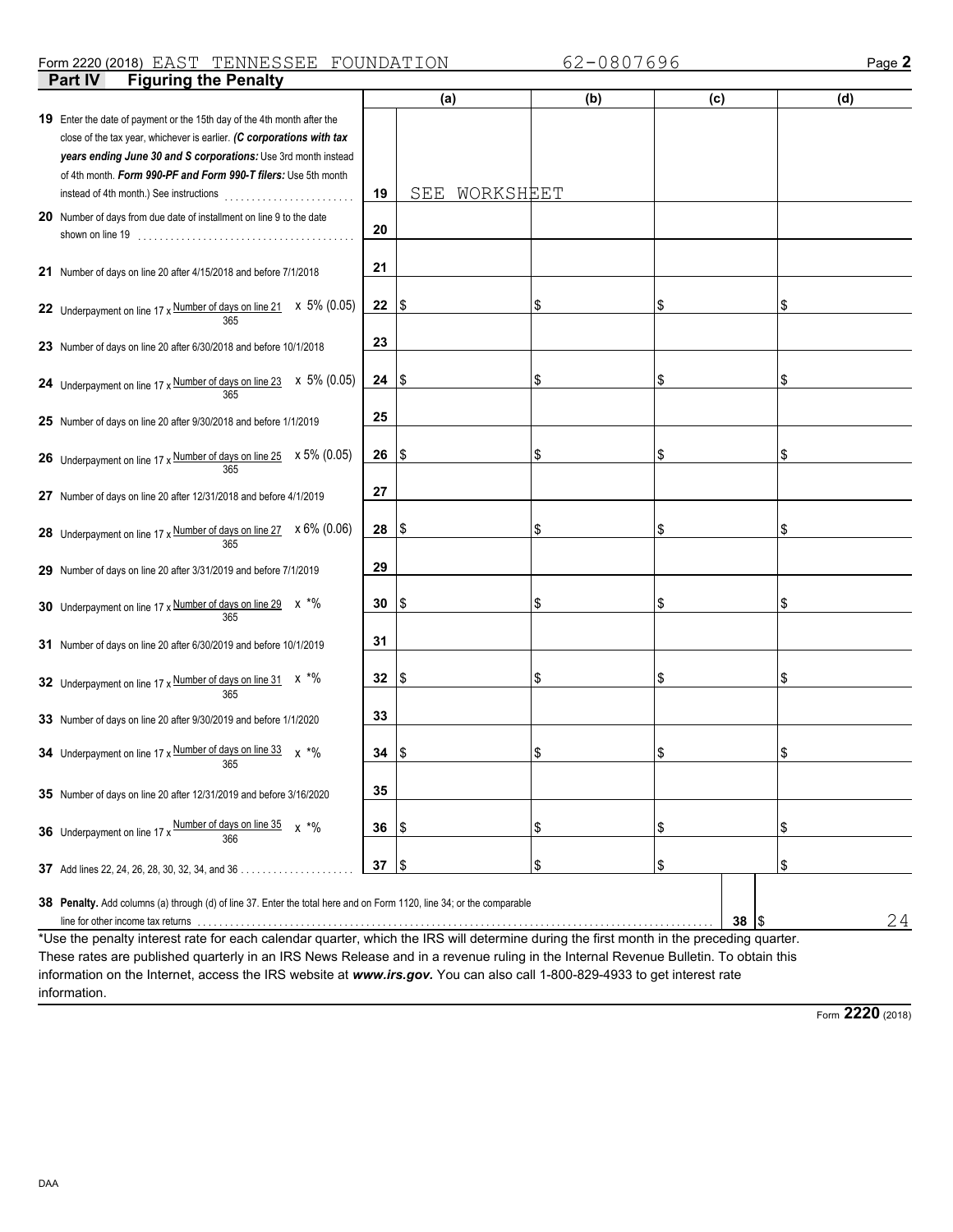Form 2220 (2018) EAST TENNESSEE FOUNDATION 62-0807696

**Part IV Figuring the Penalty**

| | | (a) | (b) | (c) | (d) |
|---|---|---|---|---|---|
| **19** Enter the date of payment or the 15th day of the 4th month after the close of the tax year, whichever is earlier. ***(C corporations with tax years ending June 30 and S corporations:*** Use 3rd month instead of 4th month. ***Form 990-PF and Form 990-T filers:*** Use 5th month instead of 4th month.) See instructions | 19 | SEE WORKSHEET | | | |
| **20** Number of days from due date of installment on line 9 to the date shown on line 19 | 20 | | | | |
| **21** Number of days on line 20 after 4/15/2018 and before 7/1/2018 | 21 | | | | |
| **22** Underpayment on line 17 x Number of days on line 21 / 365 x 5% (0.05) | 22 | $ | $ | $ | $ |
| **23** Number of days on line 20 after 6/30/2018 and before 10/1/2018 | 23 | | | | |
| **24** Underpayment on line 17 x Number of days on line 23 / 365 x 5% (0.05) | 24 | $ | $ | $ | $ |
| **25** Number of days on line 20 after 9/30/2018 and before 1/1/2019 | 25 | | | | |
| **26** Underpayment on line 17 x Number of days on line 25 / 365 x 5% (0.05) | 26 | $ | $ | $ | $ |
| **27** Number of days on line 20 after 12/31/2018 and before 4/1/2019 | 27 | | | | |
| **28** Underpayment on line 17 x Number of days on line 27 / 365 x 6% (0.06) | 28 | $ | $ | $ | $ |
| **29** Number of days on line 20 after 3/31/2019 and before 7/1/2019 | 29 | | | | |
| **30** Underpayment on line 17 x Number of days on line 29 / 365 x *% | 30 | $ | $ | $ | $ |
| **31** Number of days on line 20 after 6/30/2019 and before 10/1/2019 | 31 | | | | |
| **32** Underpayment on line 17 x Number of days on line 31 / 365 x *% | 32 | $ | $ | $ | $ |
| **33** Number of days on line 20 after 9/30/2019 and before 1/1/2020 | 33 | | | | |
| **34** Underpayment on line 17 x Number of days on line 33 / 365 x *% | 34 | $ | $ | $ | $ |
| **35** Number of days on line 20 after 12/31/2019 and before 3/16/2020 | 35 | | | | |
| **36** Underpayment on line 17 x Number of days on line 35 / 366 x *% | 36 | $ | $ | $ | $ |
| **37** Add lines 22, 24, 26, 28, 30, 32, 34, and 36 | 37 | $ | $ | $ | $ |

**38 Penalty.** Add columns (a) through (d) of line 37. Enter the total here and on Form 1120, line 34; or the comparable line for other income tax returns . . . **38** $ 24

*Use the penalty interest rate for each calendar quarter, which the IRS will determine during the first month in the preceding quarter. These rates are published quarterly in an IRS News Release and in a revenue ruling in the Internal Revenue Bulletin. To obtain this information on the Internet, access the IRS website at ***www.irs.gov.*** You can also call 1-800-829-4933 to get interest rate information.

Form **2220** (2018)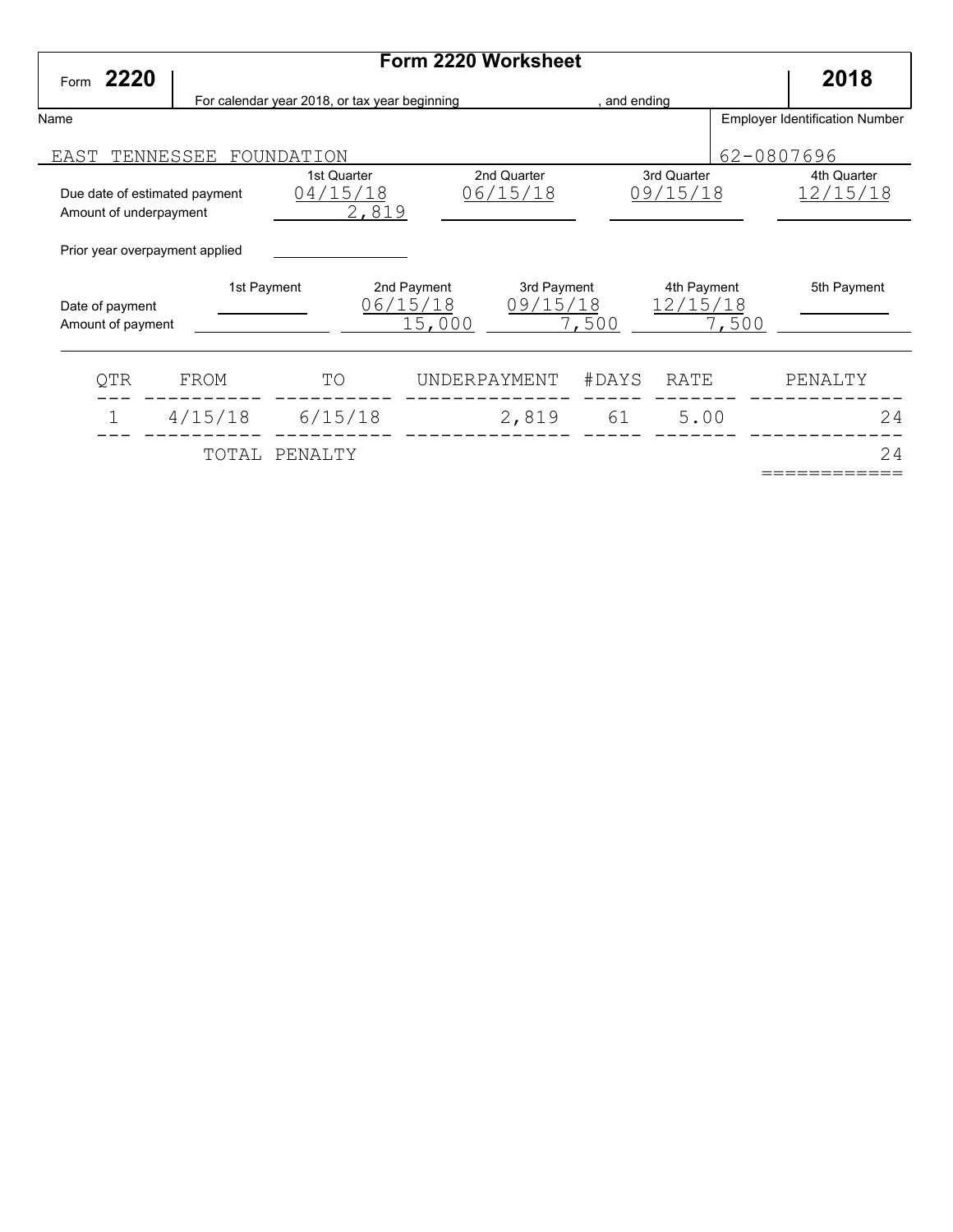# Form 2220 Worksheet

Form **2220** — For calendar year 2018, or tax year beginning , and ending — **2018**

| Name | Employer Identification Number |
|---|---|
| EAST TENNESSEE FOUNDATION | 62-0807696 |

| | 1st Quarter | 2nd Quarter | 3rd Quarter | 4th Quarter |
|---|---|---|---|---|
| Due date of estimated payment | 04/15/18 | 06/15/18 | 09/15/18 | 12/15/18 |
| Amount of underpayment | 2,819 | | | |
| Prior year overpayment applied | | | | |

| | 1st Payment | 2nd Payment | 3rd Payment | 4th Payment | 5th Payment |
|---|---|---|---|---|---|
| Date of payment | | 06/15/18 | 09/15/18 | 12/15/18 | |
| Amount of payment | | 15,000 | 7,500 | 7,500 | |

| QTR | FROM | TO | UNDERPAYMENT | #DAYS | RATE | PENALTY |
|---|---|---|---|---|---|---|
| 1 | 4/15/18 | 6/15/18 | 2,819 | 61 | 5.00 | 24 |
| | TOTAL PENALTY | | | | | 24 |